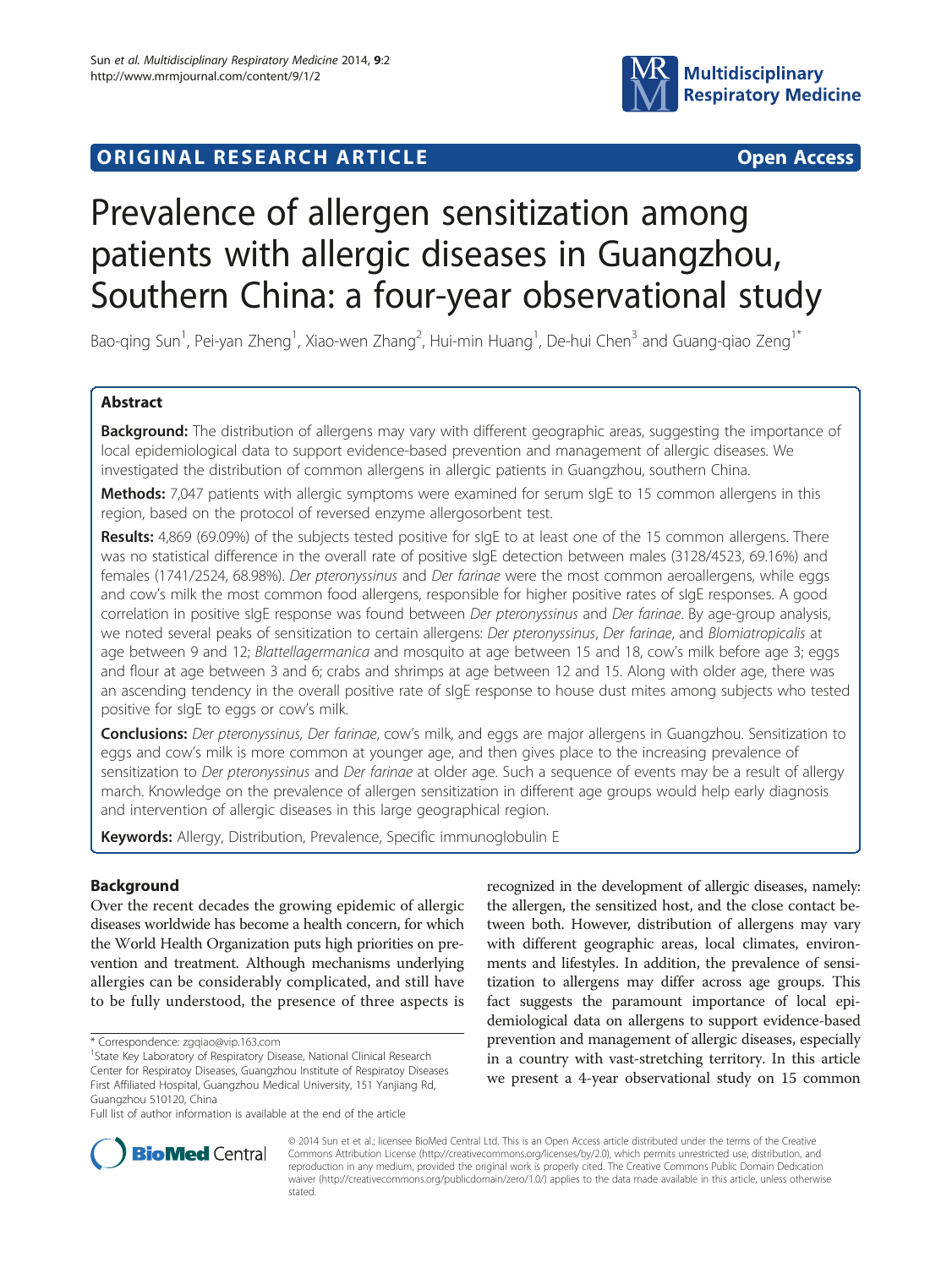ORIGINAL RESEARCH ARTICLE

Open Access

# Prevalence of allergen sensitization among patients with allergic diseases in Guangzhou, Southern China: a four-year observational study

Bao-qing Sun[1], Pei-yan Zheng[1], Xiao-wen Zhang[2], Hui-min Huang[1], De-hui Chen[3] and Guang-qiao Zeng[1*]

## Abstract

**Background:** The distribution of allergens may vary with different geographic areas, suggesting the importance of local epidemiological data to support evidence-based prevention and management of allergic diseases. We investigated the distribution of common allergens in allergic patients in Guangzhou, southern China.

**Methods:** 7,047 patients with allergic symptoms were examined for serum sIgE to 15 common allergens in this region, based on the protocol of reversed enzyme allergosorbent test.

**Results:** 4,869 (69.09%) of the subjects tested positive for sIgE to at least one of the 15 common allergens. There was no statistical difference in the overall rate of positive sIgE detection between males (3128/4523, 69.16%) and females (1741/2524, 68.98%). *Der pteronyssinus* and *Der farinae* were the most common aeroallergens, while eggs and cow's milk the most common food allergens, responsible for higher positive rates of sIgE responses. A good correlation in positive sIgE response was found between *Der pteronyssinus* and *Der farinae*. By age-group analysis, we noted several peaks of sensitization to certain allergens: *Der pteronyssinus*, *Der farinae*, and *Blomiatropicalis* at age between 9 and 12; *Blattellagermanica* and mosquito at age between 15 and 18, cow's milk before age 3; eggs and flour at age between 3 and 6; crabs and shrimps at age between 12 and 15. Along with older age, there was an ascending tendency in the overall positive rate of sIgE response to house dust mites among subjects who tested positive for sIgE to eggs or cow's milk.

**Conclusions:** *Der pteronyssinus*, *Der farinae*, cow's milk, and eggs are major allergens in Guangzhou. Sensitization to eggs and cow's milk is more common at younger age, and then gives place to the increasing prevalence of sensitization to *Der pteronyssinus* and *Der farinae* at older age. Such a sequence of events may be a result of allergy march. Knowledge on the prevalence of allergen sensitization in different age groups would help early diagnosis and intervention of allergic diseases in this large geographical region.

**Keywords:** Allergy, Distribution, Prevalence, Specific immunoglobulin E

## Background

Over the recent decades the growing epidemic of allergic diseases worldwide has become a health concern, for which the World Health Organization puts high priorities on prevention and treatment. Although mechanisms underlying allergies can be considerably complicated, and still have to be fully understood, the presence of three aspects is recognized in the development of allergic diseases, namely: the allergen, the sensitized host, and the close contact between both. However, distribution of allergens may vary with different geographic areas, local climates, environments and lifestyles. In addition, the prevalence of sensitization to allergens may differ across age groups. This fact suggests the paramount importance of local epidemiological data on allergens to support evidence-based prevention and management of allergic diseases, especially in a country with vast-stretching territory. In this article we present a 4-year observational study on 15 common

\* Correspondence: zgqiao@vip.163.com

[1]State Key Laboratory of Respiratory Disease, National Clinical Research Center for Respiratoy Diseases, Guangzhou Institute of Respiratoy Diseases First Affiliated Hospital, Guangzhou Medical University, 151 Yanjiang Rd, Guangzhou 510120, China

Full list of author information is available at the end of the article

© 2014 Sun et et al.; licensee BioMed Central Ltd. This is an Open Access article distributed under the terms of the Creative Commons Attribution License (http://creativecommons.org/licenses/by/2.0), which permits unrestricted use, distribution, and reproduction in any medium, provided the original work is properly cited. The Creative Commons Public Domain Dedication waiver (http://creativecommons.org/publicdomain/zero/1.0/) applies to the data made available in this article, unless otherwise stated.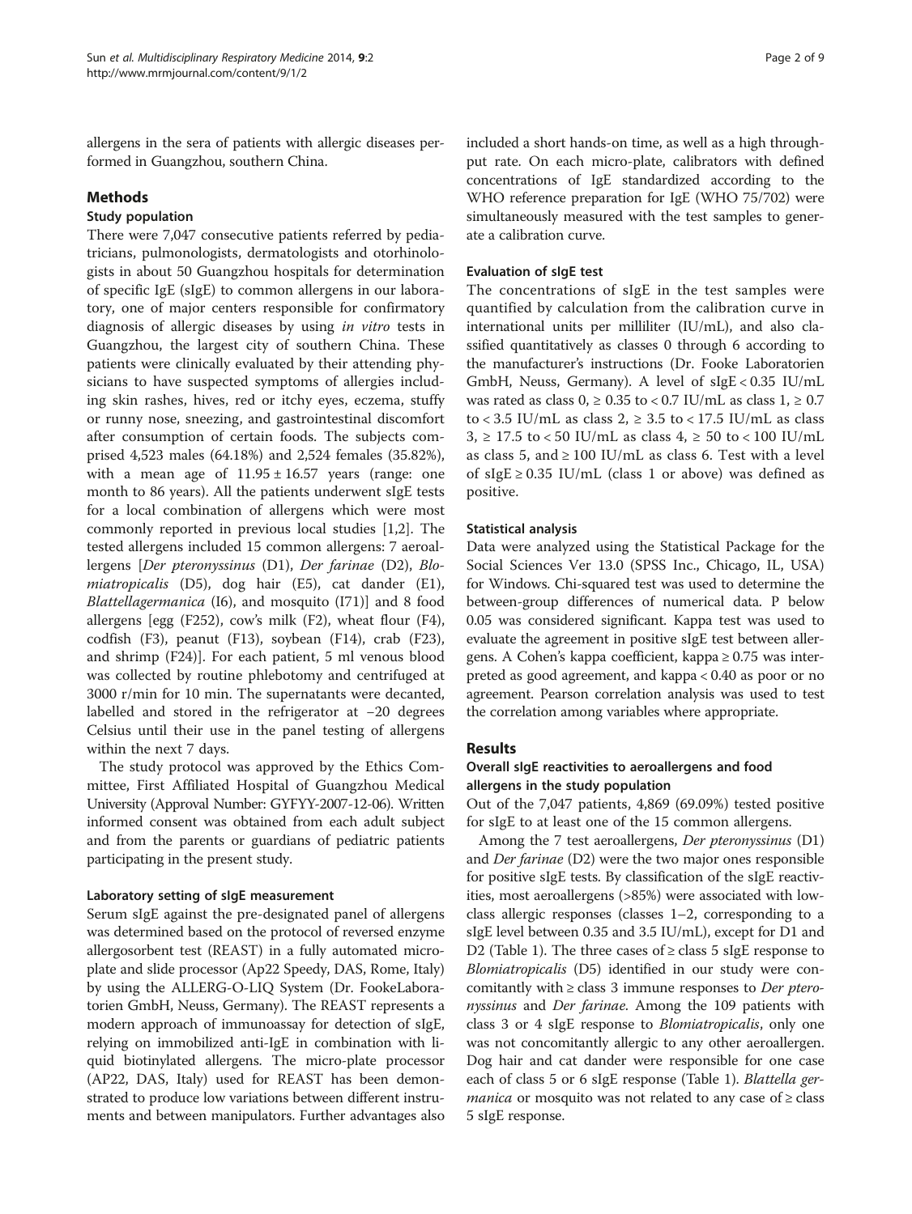allergens in the sera of patients with allergic diseases performed in Guangzhou, southern China.

## Methods

### Study population

There were 7,047 consecutive patients referred by pediatricians, pulmonologists, dermatologists and otorhinologists in about 50 Guangzhou hospitals for determination of specific IgE (sIgE) to common allergens in our laboratory, one of major centers responsible for confirmatory diagnosis of allergic diseases by using *in vitro* tests in Guangzhou, the largest city of southern China. These patients were clinically evaluated by their attending physicians to have suspected symptoms of allergies including skin rashes, hives, red or itchy eyes, eczema, stuffy or runny nose, sneezing, and gastrointestinal discomfort after consumption of certain foods. The subjects comprised 4,523 males (64.18%) and 2,524 females (35.82%), with a mean age of $11.95 \pm 16.57$ years (range: one month to 86 years). All the patients underwent sIgE tests for a local combination of allergens which were most commonly reported in previous local studies [1,2]. The tested allergens included 15 common allergens: 7 aeroallergens [*Der pteronyssinus* (D1), *Der farinae* (D2), *Blomiatropicalis* (D5), dog hair (E5), cat dander (E1), *Blattellagermanica* (I6), and mosquito (I71)] and 8 food allergens [egg (F252), cow's milk (F2), wheat flour (F4), codfish (F3), peanut (F13), soybean (F14), crab (F23), and shrimp (F24)]. For each patient, 5 ml venous blood was collected by routine phlebotomy and centrifuged at 3000 r/min for 10 min. The supernatants were decanted, labelled and stored in the refrigerator at −20 degrees Celsius until their use in the panel testing of allergens within the next 7 days.

The study protocol was approved by the Ethics Committee, First Affiliated Hospital of Guangzhou Medical University (Approval Number: GYFYY-2007-12-06). Written informed consent was obtained from each adult subject and from the parents or guardians of pediatric patients participating in the present study.

### Laboratory setting of sIgE measurement

Serum sIgE against the pre-designated panel of allergens was determined based on the protocol of reversed enzyme allergosorbent test (REAST) in a fully automated microplate and slide processor (Ap22 Speedy, DAS, Rome, Italy) by using the ALLERG-O-LIQ System (Dr. FookeLaboratorien GmbH, Neuss, Germany). The REAST represents a modern approach of immunoassay for detection of sIgE, relying on immobilized anti-IgE in combination with liquid biotinylated allergens. The micro-plate processor (AP22, DAS, Italy) used for REAST has been demonstrated to produce low variations between different instruments and between manipulators. Further advantages also included a short hands-on time, as well as a high throughput rate. On each micro-plate, calibrators with defined concentrations of IgE standardized according to the WHO reference preparation for IgE (WHO 75/702) were simultaneously measured with the test samples to generate a calibration curve.

### Evaluation of sIgE test

The concentrations of sIgE in the test samples were quantified by calculation from the calibration curve in international units per milliliter (IU/mL), and also classified quantitatively as classes 0 through 6 according to the manufacturer's instructions (Dr. Fooke Laboratorien GmbH, Neuss, Germany). A level of sIgE < 0.35 IU/mL was rated as class 0, ≥ 0.35 to < 0.7 IU/mL as class 1, ≥ 0.7 to < 3.5 IU/mL as class 2, ≥ 3.5 to < 17.5 IU/mL as class 3, ≥ 17.5 to < 50 IU/mL as class 4, ≥ 50 to < 100 IU/mL as class 5, and ≥ 100 IU/mL as class 6. Test with a level of sIgE ≥ 0.35 IU/mL (class 1 or above) was defined as positive.

### Statistical analysis

Data were analyzed using the Statistical Package for the Social Sciences Ver 13.0 (SPSS Inc., Chicago, IL, USA) for Windows. Chi-squared test was used to determine the between-group differences of numerical data. P below 0.05 was considered significant. Kappa test was used to evaluate the agreement in positive sIgE test between allergens. A Cohen's kappa coefficient, kappa ≥ 0.75 was interpreted as good agreement, and kappa < 0.40 as poor or no agreement. Pearson correlation analysis was used to test the correlation among variables where appropriate.

## Results

### Overall sIgE reactivities to aeroallergens and food allergens in the study population

Out of the 7,047 patients, 4,869 (69.09%) tested positive for sIgE to at least one of the 15 common allergens.

Among the 7 test aeroallergens, *Der pteronyssinus* (D1) and *Der farinae* (D2) were the two major ones responsible for positive sIgE tests. By classification of the sIgE reactivities, most aeroallergens (>85%) were associated with low-class allergic responses (classes 1–2, corresponding to a sIgE level between 0.35 and 3.5 IU/mL), except for D1 and D2 (Table 1). The three cases of ≥ class 5 sIgE response to *Blomiatropicalis* (D5) identified in our study were concomitantly with ≥ class 3 immune responses to *Der pteronyssinus* and *Der farinae*. Among the 109 patients with class 3 or 4 sIgE response to *Blomiatropicalis*, only one was not concomitantly allergic to any other aeroallergen. Dog hair and cat dander were responsible for one case each of class 5 or 6 sIgE response (Table 1). *Blattella germanica* or mosquito was not related to any case of ≥ class 5 sIgE response.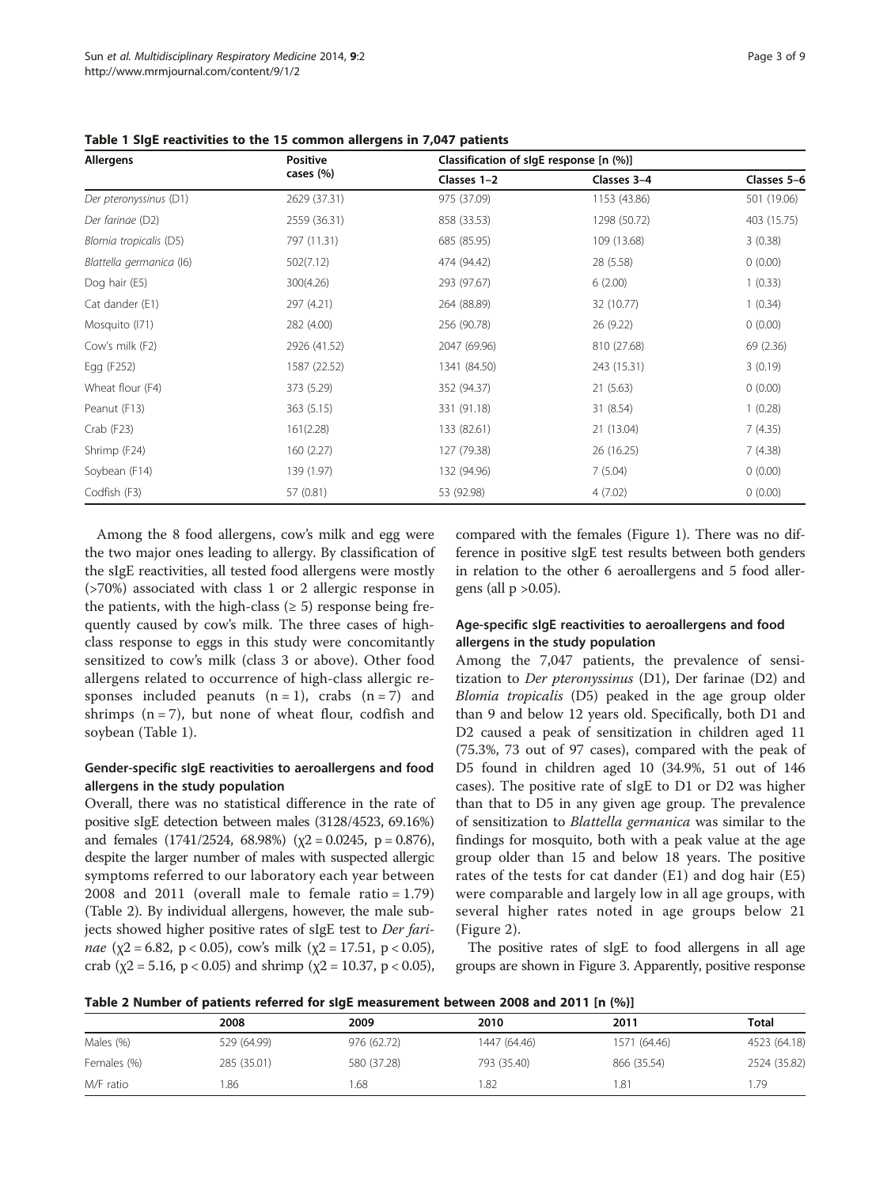**Table 1 SIgE reactivities to the 15 common allergens in 7,047 patients**

| Allergens | Positive cases (%) | Classification of sIgE response [n (%)] | | |
|---|---|---|---|---|
| | | Classes 1–2 | Classes 3–4 | Classes 5–6 |
| *Der pteronyssinus* (D1) | 2629 (37.31) | 975 (37.09) | 1153 (43.86) | 501 (19.06) |
| *Der farinae* (D2) | 2559 (36.31) | 858 (33.53) | 1298 (50.72) | 403 (15.75) |
| *Blomia tropicalis* (D5) | 797 (11.31) | 685 (85.95) | 109 (13.68) | 3 (0.38) |
| *Blattella germanica* (I6) | 502(7.12) | 474 (94.42) | 28 (5.58) | 0 (0.00) |
| Dog hair (E5) | 300(4.26) | 293 (97.67) | 6 (2.00) | 1 (0.33) |
| Cat dander (E1) | 297 (4.21) | 264 (88.89) | 32 (10.77) | 1 (0.34) |
| Mosquito (I71) | 282 (4.00) | 256 (90.78) | 26 (9.22) | 0 (0.00) |
| Cow's milk (F2) | 2926 (41.52) | 2047 (69.96) | 810 (27.68) | 69 (2.36) |
| Egg (F252) | 1587 (22.52) | 1341 (84.50) | 243 (15.31) | 3 (0.19) |
| Wheat flour (F4) | 373 (5.29) | 352 (94.37) | 21 (5.63) | 0 (0.00) |
| Peanut (F13) | 363 (5.15) | 331 (91.18) | 31 (8.54) | 1 (0.28) |
| Crab (F23) | 161(2.28) | 133 (82.61) | 21 (13.04) | 7 (4.35) |
| Shrimp (F24) | 160 (2.27) | 127 (79.38) | 26 (16.25) | 7 (4.38) |
| Soybean (F14) | 139 (1.97) | 132 (94.96) | 7 (5.04) | 0 (0.00) |
| Codfish (F3) | 57 (0.81) | 53 (92.98) | 4 (7.02) | 0 (0.00) |

Among the 8 food allergens, cow's milk and egg were the two major ones leading to allergy. By classification of the sIgE reactivities, all tested food allergens were mostly (>70%) associated with class 1 or 2 allergic response in the patients, with the high-class (≥ 5) response being frequently caused by cow's milk. The three cases of high-class response to eggs in this study were concomitantly sensitized to cow's milk (class 3 or above). Other food allergens related to occurrence of high-class allergic responses included peanuts (n = 1), crabs (n = 7) and shrimps (n = 7), but none of wheat flour, codfish and soybean (Table 1).

### Gender-specific sIgE reactivities to aeroallergens and food allergens in the study population

Overall, there was no statistical difference in the rate of positive sIgE detection between males (3128/4523, 69.16%) and females (1741/2524, 68.98%) ($\chi^2 = 0.0245$, $p = 0.876$), despite the larger number of males with suspected allergic symptoms referred to our laboratory each year between 2008 and 2011 (overall male to female ratio = 1.79) (Table 2). By individual allergens, however, the male subjects showed higher positive rates of sIgE test to *Der farinae* ($\chi^2 = 6.82$, $p < 0.05$), cow's milk ($\chi^2 = 17.51$, $p < 0.05$), crab ($\chi^2 = 5.16$, $p < 0.05$) and shrimp ($\chi^2 = 10.37$, $p < 0.05$), compared with the females (Figure 1). There was no difference in positive sIgE test results between both genders in relation to the other 6 aeroallergens and 5 food allergens (all $p > 0.05$).

### Age-specific sIgE reactivities to aeroallergens and food allergens in the study population

Among the 7,047 patients, the prevalence of sensitization to *Der pteronyssinus* (D1), Der farinae (D2) and *Blomia tropicalis* (D5) peaked in the age group older than 9 and below 12 years old. Specifically, both D1 and D2 caused a peak of sensitization in children aged 11 (75.3%, 73 out of 97 cases), compared with the peak of D5 found in children aged 10 (34.9%, 51 out of 146 cases). The positive rate of sIgE to D1 or D2 was higher than that to D5 in any given age group. The prevalence of sensitization to *Blattella germanica* was similar to the findings for mosquito, both with a peak value at the age group older than 15 and below 18 years. The positive rates of the tests for cat dander (E1) and dog hair (E5) were comparable and largely low in all age groups, with several higher rates noted in age groups below 21 (Figure 2).

The positive rates of sIgE to food allergens in all age groups are shown in Figure 3. Apparently, positive response

**Table 2 Number of patients referred for sIgE measurement between 2008 and 2011 [n (%)]**

| | 2008 | 2009 | 2010 | 2011 | Total |
|---|---|---|---|---|---|
| Males (%) | 529 (64.99) | 976 (62.72) | 1447 (64.46) | 1571 (64.46) | 4523 (64.18) |
| Females (%) | 285 (35.01) | 580 (37.28) | 793 (35.40) | 866 (35.54) | 2524 (35.82) |
| M/F ratio | 1.86 | 1.68 | 1.82 | 1.81 | 1.79 |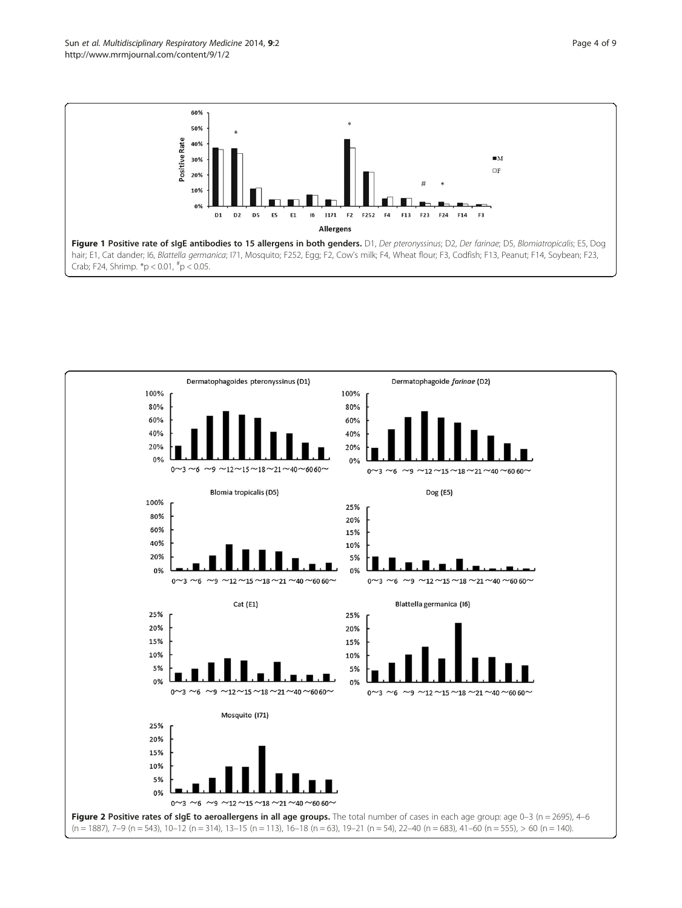**Figure 1 Positive rate of sIgE antibodies to 15 allergens in both genders.** D1, *Der pteronyssinus*; D2, *Der farinae*; D5, *Blomiatropicalis*; E5, Dog hair; E1, Cat dander; I6, *Blattella germanica*; I71, Mosquito; F252, Egg; F2, Cow's milk; F4, Wheat flour; F3, Codfish; F13, Peanut; F14, Soybean; F23, Crab; F24, Shrimp. *p < 0.01, #p < 0.05.

**Figure 2 Positive rates of sIgE to aeroallergens in all age groups.** The total number of cases in each age group: age 0–3 (n = 2695), 4–6 (n = 1887), 7–9 (n = 543), 10–12 (n = 314), 13–15 (n = 113), 16–18 (n = 63), 19–21 (n = 54), 22–40 (n = 683), 41–60 (n = 555), > 60 (n = 140).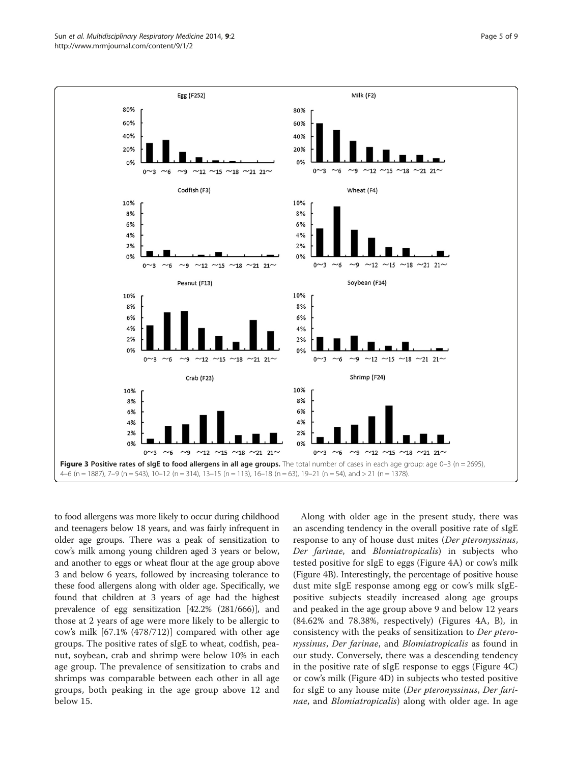Figure 3 Positive rates of sIgE to food allergens in all age groups. The total number of cases in each age group: age 0–3 (n = 2695), 4–6 (n = 1887), 7–9 (n = 543), 10–12 (n = 314), 13–15 (n = 113), 16–18 (n = 63), 19–21 (n = 54), and > 21 (n = 1378).

to food allergens was more likely to occur during childhood and teenagers below 18 years, and was fairly infrequent in older age groups. There was a peak of sensitization to cow's milk among young children aged 3 years or below, and another to eggs or wheat flour at the age group above 3 and below 6 years, followed by increasing tolerance to these food allergens along with older age. Specifically, we found that children at 3 years of age had the highest prevalence of egg sensitization [42.2% (281/666)], and those at 2 years of age were more likely to be allergic to cow's milk [67.1% (478/712)] compared with other age groups. The positive rates of sIgE to wheat, codfish, peanut, soybean, crab and shrimp were below 10% in each age group. The prevalence of sensitization to crabs and shrimps was comparable between each other in all age groups, both peaking in the age group above 12 and below 15.

Along with older age in the present study, there was an ascending tendency in the overall positive rate of sIgE response to any of house dust mites (*Der pteronyssinus*, *Der farinae*, and *Blomiatropicalis*) in subjects who tested positive for sIgE to eggs (Figure 4A) or cow's milk (Figure 4B). Interestingly, the percentage of positive house dust mite sIgE response among egg or cow's milk sIgE-positive subjects steadily increased along age groups and peaked in the age group above 9 and below 12 years (84.62% and 78.38%, respectively) (Figures 4A, B), in consistency with the peaks of sensitization to *Der pteronyssinus*, *Der farinae*, and *Blomiatropicalis* as found in our study. Conversely, there was a descending tendency in the positive rate of sIgE response to eggs (Figure 4C) or cow's milk (Figure 4D) in subjects who tested positive for sIgE to any house mite (*Der pteronyssinus*, *Der farinae*, and *Blomiatropicalis*) along with older age. In age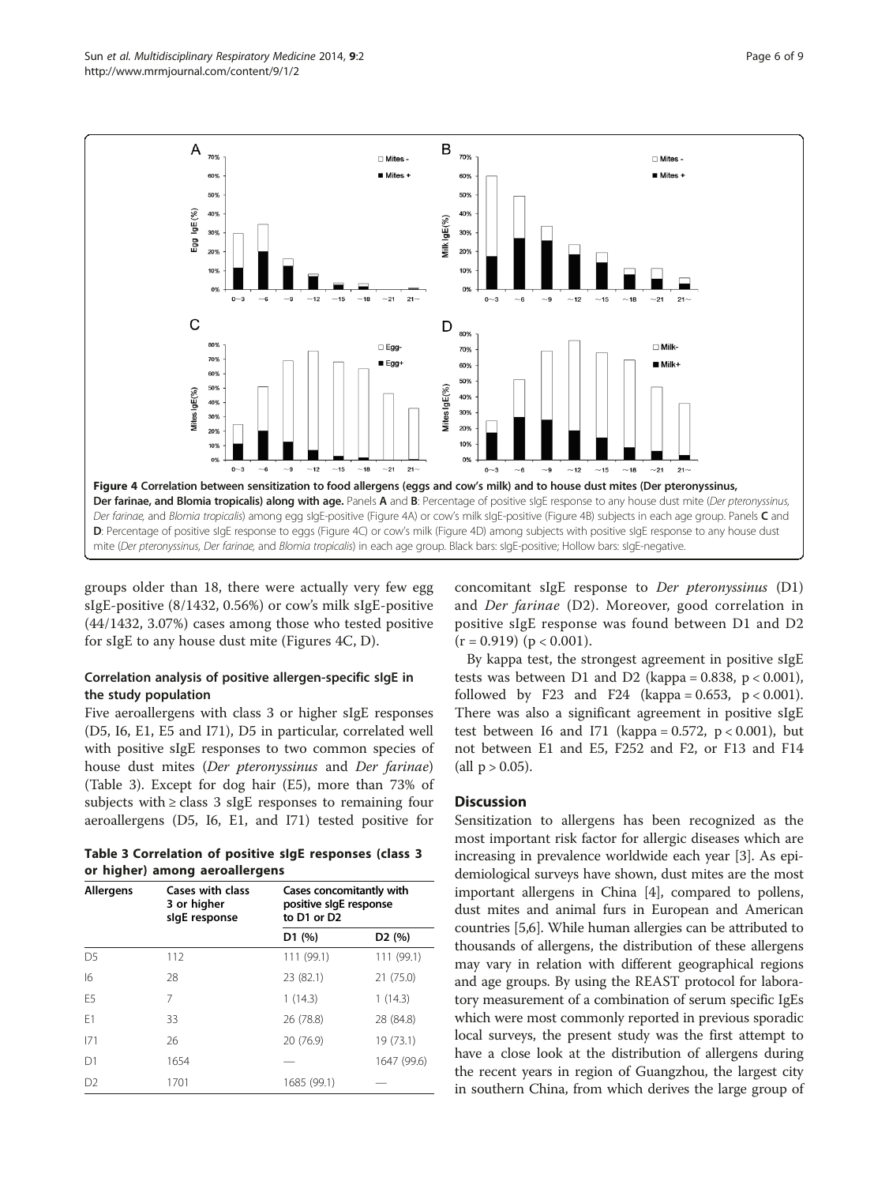**Figure 4 Correlation between sensitization to food allergens (eggs and cow's milk) and to house dust mites (Der pteronyssinus, Der farinae, and Blomia tropicalis) along with age.** Panels **A** and **B**: Percentage of positive sIgE response to any house dust mite (*Der pteronyssinus, Der farinae,* and *Blomia tropicalis*) among egg sIgE-positive (Figure 4A) or cow's milk sIgE-positive (Figure 4B) subjects in each age group. Panels **C** and **D**: Percentage of positive sIgE response to eggs (Figure 4C) or cow's milk (Figure 4D) among subjects with positive sIgE response to any house dust mite (*Der pteronyssinus, Der farinae,* and *Blomia tropicalis*) in each age group. Black bars: sIgE-positive; Hollow bars: sIgE-negative.

groups older than 18, there were actually very few egg sIgE-positive (8/1432, 0.56%) or cow's milk sIgE-positive (44/1432, 3.07%) cases among those who tested positive for sIgE to any house dust mite (Figures 4C, D).

### Correlation analysis of positive allergen-specific sIgE in the study population

Five aeroallergens with class 3 or higher sIgE responses (D5, I6, E1, E5 and I71), D5 in particular, correlated well with positive sIgE responses to two common species of house dust mites (*Der pteronyssinus* and *Der farinae*) (Table 3). Except for dog hair (E5), more than 73% of subjects with ≥ class 3 sIgE responses to remaining four aeroallergens (D5, I6, E1, and I71) tested positive for concomitant sIgE response to *Der pteronyssinus* (D1) and *Der farinae* (D2). Moreover, good correlation in positive sIgE response was found between D1 and D2 ($r = 0.919$) ($p < 0.001$).

**Table 3 Correlation of positive sIgE responses (class 3 or higher) among aeroallergens**

| Allergens | Cases with class 3 or higher sIgE response | Cases concomitantly with positive sIgE response to D1 or D2 | |
|---|---|---|---|
| | | D1 (%) | D2 (%) |
| D5 | 112 | 111 (99.1) | 111 (99.1) |
| I6 | 28 | 23 (82.1) | 21 (75.0) |
| E5 | 7 | 1 (14.3) | 1 (14.3) |
| E1 | 33 | 26 (78.8) | 28 (84.8) |
| I71 | 26 | 20 (76.9) | 19 (73.1) |
| D1 | 1654 | — | 1647 (99.6) |
| D2 | 1701 | 1685 (99.1) | — |

By kappa test, the strongest agreement in positive sIgE tests was between D1 and D2 (kappa = 0.838, $p < 0.001$), followed by F23 and F24 (kappa = 0.653, $p < 0.001$). There was also a significant agreement in positive sIgE test between I6 and I71 (kappa = 0.572, $p < 0.001$), but not between E1 and E5, F252 and F2, or F13 and F14 (all $p > 0.05$).

## Discussion

Sensitization to allergens has been recognized as the most important risk factor for allergic diseases which are increasing in prevalence worldwide each year [3]. As epidemiological surveys have shown, dust mites are the most important allergens in China [4], compared to pollens, dust mites and animal furs in European and American countries [5,6]. While human allergies can be attributed to thousands of allergens, the distribution of these allergens may vary in relation with different geographical regions and age groups. By using the REAST protocol for laboratory measurement of a combination of serum specific IgEs which were most commonly reported in previous sporadic local surveys, the present study was the first attempt to have a close look at the distribution of allergens during the recent years in region of Guangzhou, the largest city in southern China, from which derives the large group of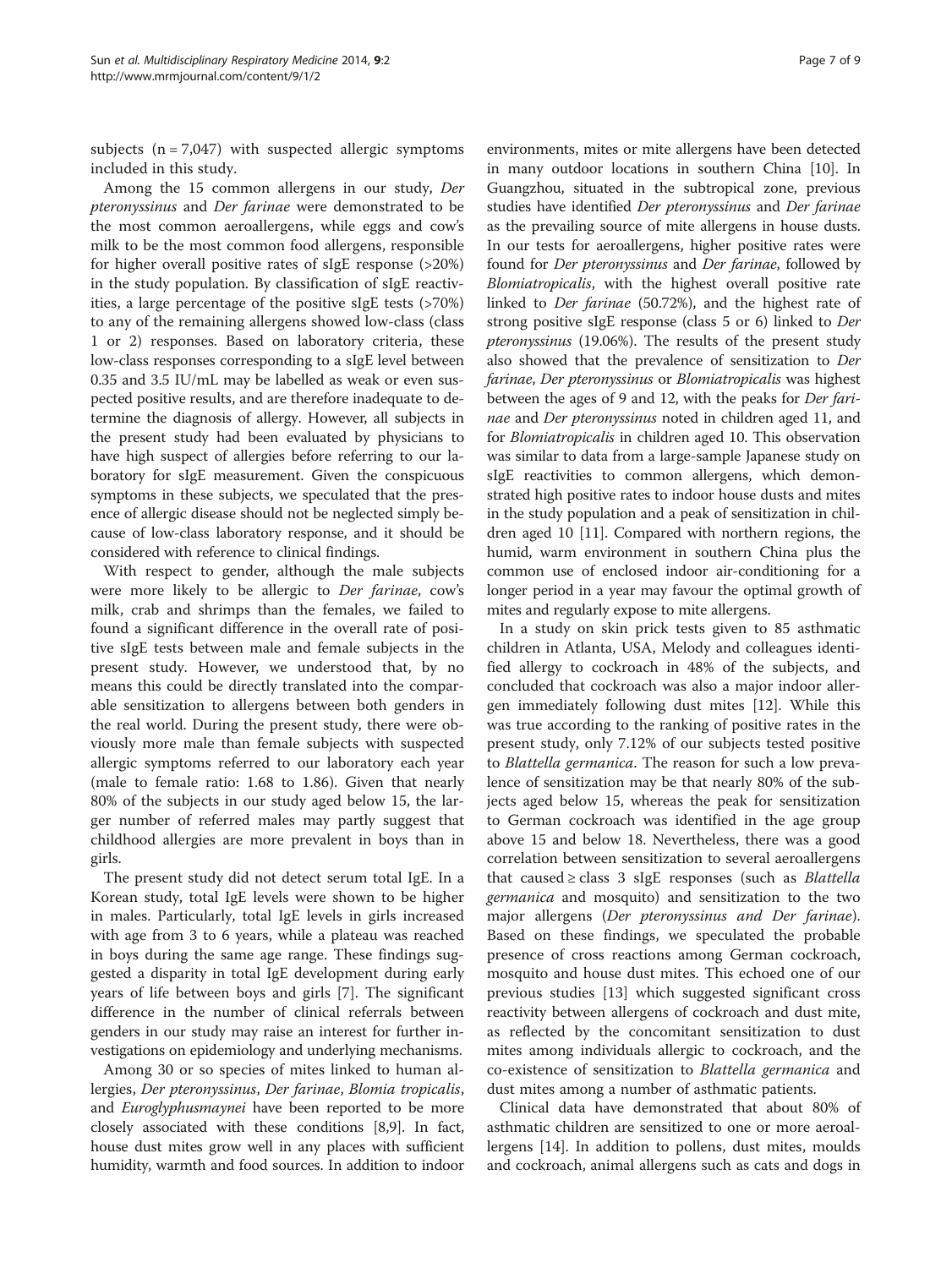subjects (n = 7,047) with suspected allergic symptoms included in this study.

Among the 15 common allergens in our study, *Der pteronyssinus* and *Der farinae* were demonstrated to be the most common aeroallergens, while eggs and cow's milk to be the most common food allergens, responsible for higher overall positive rates of sIgE response (>20%) in the study population. By classification of sIgE reactivities, a large percentage of the positive sIgE tests (>70%) to any of the remaining allergens showed low-class (class 1 or 2) responses. Based on laboratory criteria, these low-class responses corresponding to a sIgE level between 0.35 and 3.5 IU/mL may be labelled as weak or even suspected positive results, and are therefore inadequate to determine the diagnosis of allergy. However, all subjects in the present study had been evaluated by physicians to have high suspect of allergies before referring to our laboratory for sIgE measurement. Given the conspicuous symptoms in these subjects, we speculated that the presence of allergic disease should not be neglected simply because of low-class laboratory response, and it should be considered with reference to clinical findings.

With respect to gender, although the male subjects were more likely to be allergic to *Der farinae*, cow's milk, crab and shrimps than the females, we failed to found a significant difference in the overall rate of positive sIgE tests between male and female subjects in the present study. However, we understood that, by no means this could be directly translated into the comparable sensitization to allergens between both genders in the real world. During the present study, there were obviously more male than female subjects with suspected allergic symptoms referred to our laboratory each year (male to female ratio: 1.68 to 1.86). Given that nearly 80% of the subjects in our study aged below 15, the larger number of referred males may partly suggest that childhood allergies are more prevalent in boys than in girls.

The present study did not detect serum total IgE. In a Korean study, total IgE levels were shown to be higher in males. Particularly, total IgE levels in girls increased with age from 3 to 6 years, while a plateau was reached in boys during the same age range. These findings suggested a disparity in total IgE development during early years of life between boys and girls [7]. The significant difference in the number of clinical referrals between genders in our study may raise an interest for further investigations on epidemiology and underlying mechanisms.

Among 30 or so species of mites linked to human allergies, *Der pteronyssinus*, *Der farinae*, *Blomia tropicalis*, and *Euroglyphusmaynei* have been reported to be more closely associated with these conditions [8,9]. In fact, house dust mites grow well in any places with sufficient humidity, warmth and food sources. In addition to indoor environments, mites or mite allergens have been detected in many outdoor locations in southern China [10]. In Guangzhou, situated in the subtropical zone, previous studies have identified *Der pteronyssinus* and *Der farinae* as the prevailing source of mite allergens in house dusts. In our tests for aeroallergens, higher positive rates were found for *Der pteronyssinus* and *Der farinae*, followed by *Blomiatropicalis*, with the highest overall positive rate linked to *Der farinae* (50.72%), and the highest rate of strong positive sIgE response (class 5 or 6) linked to *Der pteronyssinus* (19.06%). The results of the present study also showed that the prevalence of sensitization to *Der farinae*, *Der pteronyssinus* or *Blomiatropicalis* was highest between the ages of 9 and 12, with the peaks for *Der farinae* and *Der pteronyssinus* noted in children aged 11, and for *Blomiatropicalis* in children aged 10. This observation was similar to data from a large-sample Japanese study on sIgE reactivities to common allergens, which demonstrated high positive rates to indoor house dusts and mites in the study population and a peak of sensitization in children aged 10 [11]. Compared with northern regions, the humid, warm environment in southern China plus the common use of enclosed indoor air-conditioning for a longer period in a year may favour the optimal growth of mites and regularly expose to mite allergens.

In a study on skin prick tests given to 85 asthmatic children in Atlanta, USA, Melody and colleagues identified allergy to cockroach in 48% of the subjects, and concluded that cockroach was also a major indoor allergen immediately following dust mites [12]. While this was true according to the ranking of positive rates in the present study, only 7.12% of our subjects tested positive to *Blattella germanica*. The reason for such a low prevalence of sensitization may be that nearly 80% of the subjects aged below 15, whereas the peak for sensitization to German cockroach was identified in the age group above 15 and below 18. Nevertheless, there was a good correlation between sensitization to several aeroallergens that caused ≥ class 3 sIgE responses (such as *Blattella germanica* and mosquito) and sensitization to the two major allergens (*Der pteronyssinus and Der farinae*). Based on these findings, we speculated the probable presence of cross reactions among German cockroach, mosquito and house dust mites. This echoed one of our previous studies [13] which suggested significant cross reactivity between allergens of cockroach and dust mite, as reflected by the concomitant sensitization to dust mites among individuals allergic to cockroach, and the co-existence of sensitization to *Blattella germanica* and dust mites among a number of asthmatic patients.

Clinical data have demonstrated that about 80% of asthmatic children are sensitized to one or more aeroallergens [14]. In addition to pollens, dust mites, moulds and cockroach, animal allergens such as cats and dogs in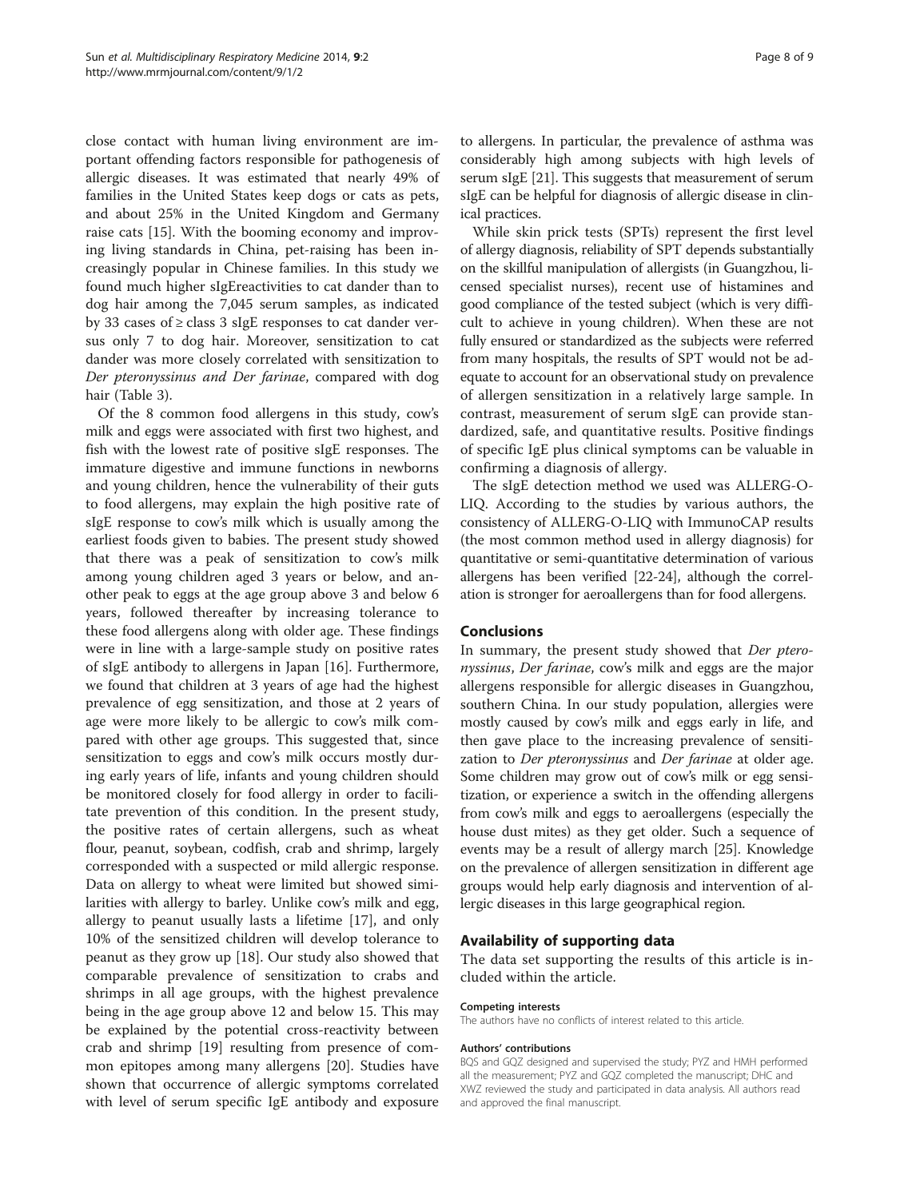close contact with human living environment are important offending factors responsible for pathogenesis of allergic diseases. It was estimated that nearly 49% of families in the United States keep dogs or cats as pets, and about 25% in the United Kingdom and Germany raise cats [15]. With the booming economy and improving living standards in China, pet-raising has been increasingly popular in Chinese families. In this study we found much higher sIgEreactivities to cat dander than to dog hair among the 7,045 serum samples, as indicated by 33 cases of ≥ class 3 sIgE responses to cat dander versus only 7 to dog hair. Moreover, sensitization to cat dander was more closely correlated with sensitization to *Der pteronyssinus and Der farinae*, compared with dog hair (Table 3).

Of the 8 common food allergens in this study, cow's milk and eggs were associated with first two highest, and fish with the lowest rate of positive sIgE responses. The immature digestive and immune functions in newborns and young children, hence the vulnerability of their guts to food allergens, may explain the high positive rate of sIgE response to cow's milk which is usually among the earliest foods given to babies. The present study showed that there was a peak of sensitization to cow's milk among young children aged 3 years or below, and another peak to eggs at the age group above 3 and below 6 years, followed thereafter by increasing tolerance to these food allergens along with older age. These findings were in line with a large-sample study on positive rates of sIgE antibody to allergens in Japan [16]. Furthermore, we found that children at 3 years of age had the highest prevalence of egg sensitization, and those at 2 years of age were more likely to be allergic to cow's milk compared with other age groups. This suggested that, since sensitization to eggs and cow's milk occurs mostly during early years of life, infants and young children should be monitored closely for food allergy in order to facilitate prevention of this condition. In the present study, the positive rates of certain allergens, such as wheat flour, peanut, soybean, codfish, crab and shrimp, largely corresponded with a suspected or mild allergic response. Data on allergy to wheat were limited but showed similarities with allergy to barley. Unlike cow's milk and egg, allergy to peanut usually lasts a lifetime [17], and only 10% of the sensitized children will develop tolerance to peanut as they grow up [18]. Our study also showed that comparable prevalence of sensitization to crabs and shrimps in all age groups, with the highest prevalence being in the age group above 12 and below 15. This may be explained by the potential cross-reactivity between crab and shrimp [19] resulting from presence of common epitopes among many allergens [20]. Studies have shown that occurrence of allergic symptoms correlated with level of serum specific IgE antibody and exposure to allergens. In particular, the prevalence of asthma was considerably high among subjects with high levels of serum sIgE [21]. This suggests that measurement of serum sIgE can be helpful for diagnosis of allergic disease in clinical practices.

While skin prick tests (SPTs) represent the first level of allergy diagnosis, reliability of SPT depends substantially on the skillful manipulation of allergists (in Guangzhou, licensed specialist nurses), recent use of histamines and good compliance of the tested subject (which is very difficult to achieve in young children). When these are not fully ensured or standardized as the subjects were referred from many hospitals, the results of SPT would not be adequate to account for an observational study on prevalence of allergen sensitization in a relatively large sample. In contrast, measurement of serum sIgE can provide standardized, safe, and quantitative results. Positive findings of specific IgE plus clinical symptoms can be valuable in confirming a diagnosis of allergy.

The sIgE detection method we used was ALLERG-O-LIQ. According to the studies by various authors, the consistency of ALLERG-O-LIQ with ImmunoCAP results (the most common method used in allergy diagnosis) for quantitative or semi-quantitative determination of various allergens has been verified [22-24], although the correlation is stronger for aeroallergens than for food allergens.

## Conclusions

In summary, the present study showed that *Der pteronyssinus*, *Der farinae*, cow's milk and eggs are the major allergens responsible for allergic diseases in Guangzhou, southern China. In our study population, allergies were mostly caused by cow's milk and eggs early in life, and then gave place to the increasing prevalence of sensitization to *Der pteronyssinus* and *Der farinae* at older age. Some children may grow out of cow's milk or egg sensitization, or experience a switch in the offending allergens from cow's milk and eggs to aeroallergens (especially the house dust mites) as they get older. Such a sequence of events may be a result of allergy march [25]. Knowledge on the prevalence of allergen sensitization in different age groups would help early diagnosis and intervention of allergic diseases in this large geographical region.

## Availability of supporting data

The data set supporting the results of this article is included within the article.

#### Competing interests

The authors have no conflicts of interest related to this article.

#### Authors' contributions

BQS and GQZ designed and supervised the study; PYZ and HMH performed all the measurement; PYZ and GQZ completed the manuscript; DHC and XWZ reviewed the study and participated in data analysis. All authors read and approved the final manuscript.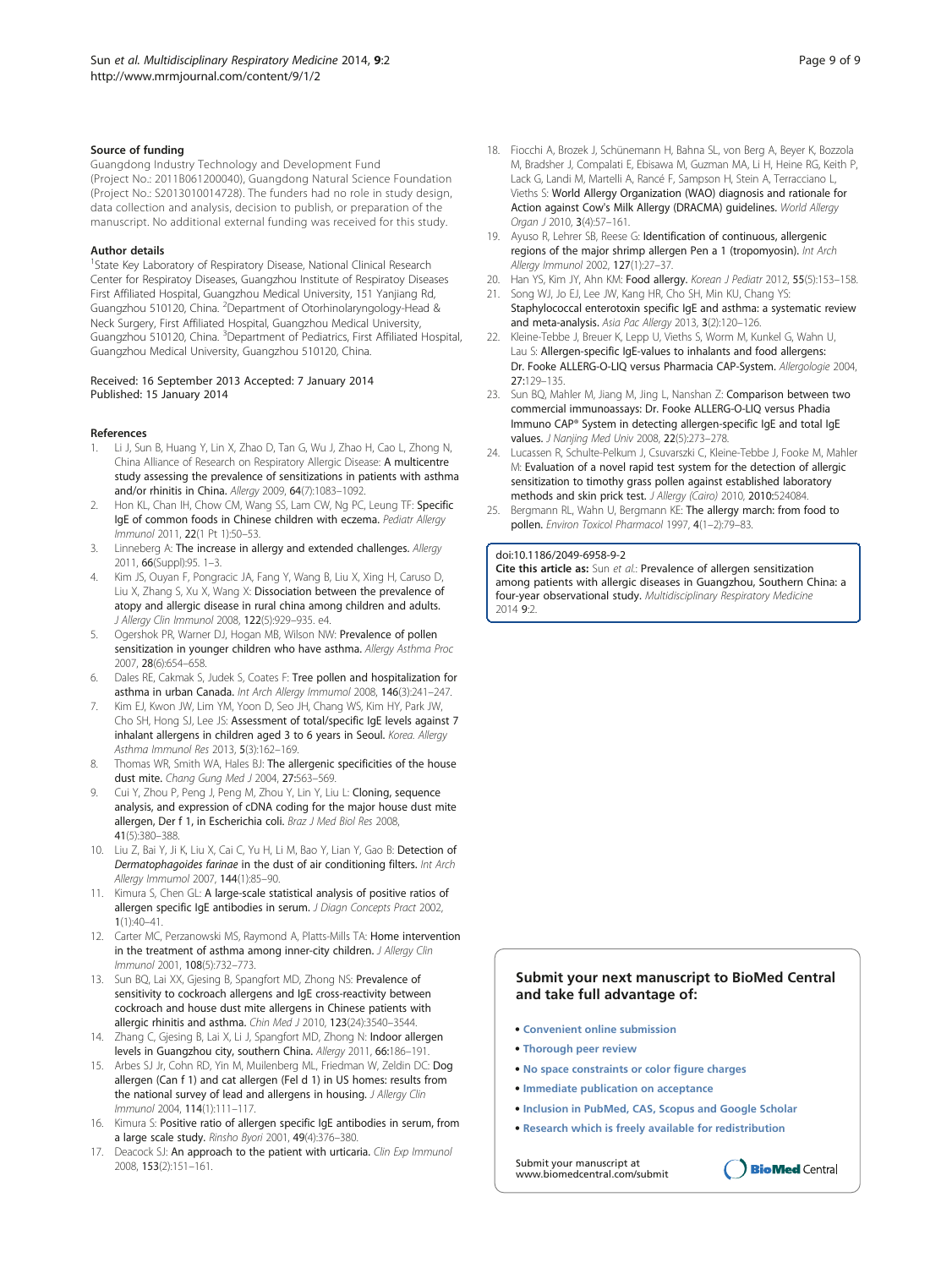### Source of funding

Guangdong Industry Technology and Development Fund (Project No.: 2011B061200040), Guangdong Natural Science Foundation (Project No.: S2013010014728). The funders had no role in study design, data collection and analysis, decision to publish, or preparation of the manuscript. No additional external funding was received for this study.

### Author details

[1]State Key Laboratory of Respiratory Disease, National Clinical Research Center for Respiratoy Diseases, Guangzhou Institute of Respiratoy Diseases First Affiliated Hospital, Guangzhou Medical University, 151 Yanjiang Rd, Guangzhou 510120, China. [2]Department of Otorhinolaryngology-Head & Neck Surgery, First Affiliated Hospital, Guangzhou Medical University, Guangzhou 510120, China. [3]Department of Pediatrics, First Affiliated Hospital, Guangzhou Medical University, Guangzhou 510120, China.

Received: 16 September 2013 Accepted: 7 January 2014
Published: 15 January 2014

### References

1. Li J, Sun B, Huang Y, Lin X, Zhao D, Tan G, Wu J, Zhao H, Cao L, Zhong N, China Alliance of Research on Respiratory Allergic Disease: **A multicentre study assessing the prevalence of sensitizations in patients with asthma and/or rhinitis in China.** *Allergy* 2009, **64**(7):1083–1092.
2. Hon KL, Chan IH, Chow CM, Wang SS, Lam CW, Ng PC, Leung TF: **Specific IgE of common foods in Chinese children with eczema.** *Pediatr Allergy Immunol* 2011, **22**(1 Pt 1):50–53.
3. Linneberg A: **The increase in allergy and extended challenges.** *Allergy* 2011, **66**(Suppl):95. 1–3.
4. Kim JS, Ouyan F, Pongracic JA, Fang Y, Wang B, Liu X, Xing H, Caruso D, Liu X, Zhang S, Xu X, Wang X: **Dissociation between the prevalence of atopy and allergic disease in rural china among children and adults.** *J Allergy Clin Immunol* 2008, **122**(5):929–935. e4.
5. Ogershok PR, Warner DJ, Hogan MB, Wilson NW: **Prevalence of pollen sensitization in younger children who have asthma.** *Allergy Asthma Proc* 2007, **28**(6):654–658.
6. Dales RE, Cakmak S, Judek S, Coates F: **Tree pollen and hospitalization for asthma in urban Canada.** *Int Arch Allergy Immunol* 2008, **146**(3):241–247.
7. Kim EJ, Kwon JW, Lim YM, Yoon D, Seo JH, Chang WS, Kim HY, Park JW, Cho SH, Hong SJ, Lee JS: **Assessment of total/specific IgE levels against 7 inhalant allergens in children aged 3 to 6 years in Seoul.** Korea. *Allergy Asthma Immunol Res* 2013, **5**(3):162–169.
8. Thomas WR, Smith WA, Hales BJ: **The allergenic specificities of the house dust mite.** *Chang Gung Med J* 2004, **27**:563–569.
9. Cui Y, Zhou P, Peng J, Peng M, Zhou Y, Lin Y, Liu L: **Cloning, sequence analysis, and expression of cDNA coding for the major house dust mite allergen, Der f 1, in Escherichia coli.** *Braz J Med Biol Res* 2008, **41**(5):380–388.
10. Liu Z, Bai Y, Ji K, Liu X, Cai C, Yu H, Li M, Bao Y, Lian Y, Gao B: **Detection of *Dermatophagoides farinae* in the dust of air conditioning filters.** *Int Arch Allergy Immunol* 2007, **144**(1):85–90.
11. Kimura S, Chen GL: **A large-scale statistical analysis of positive ratios of allergen specific IgE antibodies in serum.** *J Diagn Concepts Pract* 2002, **1**(1):40–41.
12. Carter MC, Perzanowski MS, Raymond A, Platts-Mills TA: **Home intervention in the treatment of asthma among inner-city children.** *J Allergy Clin Immunol* 2001, **108**(5):732–773.
13. Sun BQ, Lai XX, Gjesing B, Spangfort MD, Zhong NS: **Prevalence of sensitivity to cockroach allergens and IgE cross-reactivity between cockroach and house dust mite allergens in Chinese patients with allergic rhinitis and asthma.** *Chin Med J* 2010, **123**(24):3540–3544.
14. Zhang C, Gjesing B, Lai X, Li J, Spangfort MD, Zhong N: **Indoor allergen levels in Guangzhou city, southern China.** *Allergy* 2011, **66**:186–191.
15. Arbes SJ Jr, Cohn RD, Yin M, Muilenberg ML, Friedman W, Zeldin DC: **Dog allergen (Can f 1) and cat allergen (Fel d 1) in US homes: results from the national survey of lead and allergens in housing.** *J Allergy Clin Immunol* 2004, **114**(1):111–117.
16. Kimura S: **Positive ratio of allergen specific IgE antibodies in serum, from a large scale study.** *Rinsho Byori* 2001, **49**(4):376–380.
17. Deacock SJ: **An approach to the patient with urticaria.** *Clin Exp Immunol* 2008, **153**(2):151–161.
18. Fiocchi A, Brozek J, Schünemann H, Bahna SL, von Berg A, Beyer K, Bozzola M, Bradsher J, Compalati E, Ebisawa M, Guzman MA, Li H, Heine RG, Keith P, Lack G, Landi M, Martelli A, Rancé F, Sampson H, Stein A, Terracciano L, Vieths S: **World Allergy Organization (WAO) diagnosis and rationale for Action against Cow's Milk Allergy (DRACMA) guidelines.** *World Allergy Organ J* 2010, **3**(4):57–161.
19. Ayuso R, Lehrer SB, Reese G: **Identification of continuous, allergenic regions of the major shrimp allergen Pen a 1 (tropomyosin).** *Int Arch Allergy Immunol* 2002, **127**(1):27–37.
20. Han YS, Kim JY, Ahn KM: **Food allergy.** *Korean J Pediatr* 2012, **55**(5):153–158.
21. Song WJ, Jo EJ, Lee JW, Kang HR, Cho SH, Min KU, Chang YS: **Staphylococcal enterotoxin specific IgE and asthma: a systematic review and meta-analysis.** *Asia Pac Allergy* 2013, **3**(2):120–126.
22. Kleine-Tebbe J, Breuer K, Lepp U, Vieths S, Worm M, Kunkel G, Wahn U, Lau S: **Allergen-specific IgE-values to inhalants and food allergens: Dr. Fooke ALLERG-O-LIQ versus Pharmacia CAP-System.** *Allergologie* 2004, **27**:129–135.
23. Sun BQ, Mahler M, Jiang M, Jing L, Nanshan Z: **Comparison between two commercial immunoassays: Dr. Fooke ALLERG-O-LIQ versus Phadia Immuno CAP® System in detecting allergen-specific IgE and total IgE values.** *J Nanjing Med Univ* 2008, **22**(5):273–278.
24. Lucassen R, Schulte-Pelkum J, Csuvarszki C, Kleine-Tebbe J, Fooke M, Mahler M: **Evaluation of a novel rapid test system for the detection of allergic sensitization to timothy grass pollen against established laboratory methods and skin prick test.** *J Allergy (Cairo)* 2010, **2010**:524084.
25. Bergmann RL, Wahn U, Bergmann KE: **The allergy march: from food to pollen.** *Environ Toxicol Pharmacol* 1997, **4**(1–2):79–83.

doi:10.1186/2049-6958-9-2
**Cite this article as:** Sun *et al.*: Prevalence of allergen sensitization among patients with allergic diseases in Guangzhou, Southern China: a four-year observational study. *Multidisciplinary Respiratory Medicine* 2014 **9**:2.

**Submit your next manuscript to BioMed Central and take full advantage of:**

- Convenient online submission
- Thorough peer review
- No space constraints or color figure charges
- Immediate publication on acceptance
- Inclusion in PubMed, CAS, Scopus and Google Scholar
- Research which is freely available for redistribution

Submit your manuscript at
www.biomedcentral.com/submit

BioMed Central